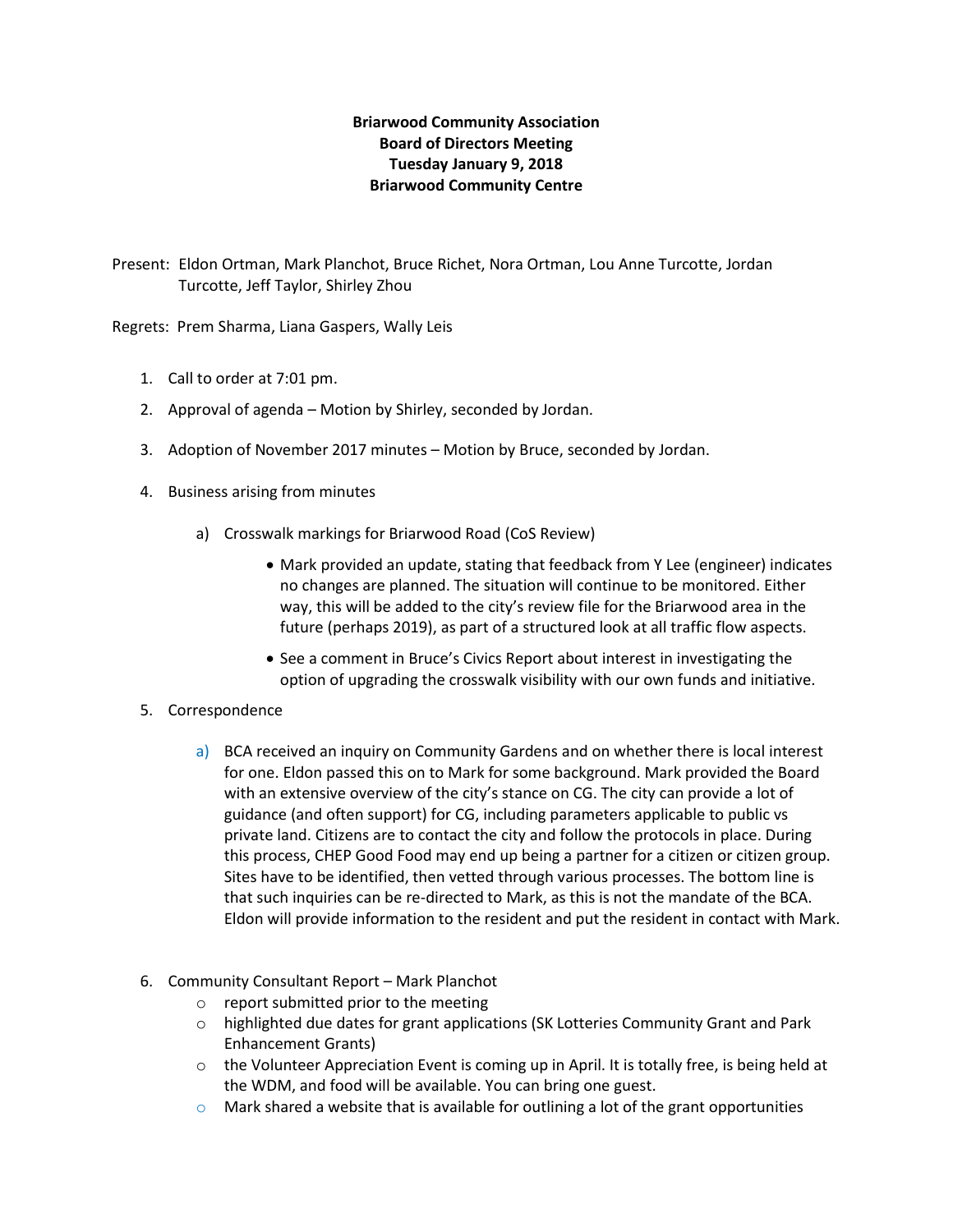**Briarwood Community Association**
**Board of Directors Meeting**
**Tuesday January 9, 2018**
**Briarwood Community Centre**

Present: Eldon Ortman, Mark Planchot, Bruce Richet, Nora Ortman, Lou Anne Turcotte, Jordan Turcotte, Jeff Taylor, Shirley Zhou

Regrets: Prem Sharma, Liana Gaspers, Wally Leis

1. Call to order at 7:01 pm.
2. Approval of agenda – Motion by Shirley, seconded by Jordan.
3. Adoption of November 2017 minutes – Motion by Bruce, seconded by Jordan.
4. Business arising from minutes
   a) Crosswalk markings for Briarwood Road (CoS Review)
      - Mark provided an update, stating that feedback from Y Lee (engineer) indicates no changes are planned. The situation will continue to be monitored. Either way, this will be added to the city's review file for the Briarwood area in the future (perhaps 2019), as part of a structured look at all traffic flow aspects.
      - See a comment in Bruce's Civics Report about interest in investigating the option of upgrading the crosswalk visibility with our own funds and initiative.
5. Correspondence
   a) BCA received an inquiry on Community Gardens and on whether there is local interest for one. Eldon passed this on to Mark for some background. Mark provided the Board with an extensive overview of the city's stance on CG. The city can provide a lot of guidance (and often support) for CG, including parameters applicable to public vs private land. Citizens are to contact the city and follow the protocols in place. During this process, CHEP Good Food may end up being a partner for a citizen or citizen group. Sites have to be identified, then vetted through various processes. The bottom line is that such inquiries can be re-directed to Mark, as this is not the mandate of the BCA. Eldon will provide information to the resident and put the resident in contact with Mark.
6. Community Consultant Report – Mark Planchot
   - report submitted prior to the meeting
   - highlighted due dates for grant applications (SK Lotteries Community Grant and Park Enhancement Grants)
   - the Volunteer Appreciation Event is coming up in April. It is totally free, is being held at the WDM, and food will be available. You can bring one guest.
   - Mark shared a website that is available for outlining a lot of the grant opportunities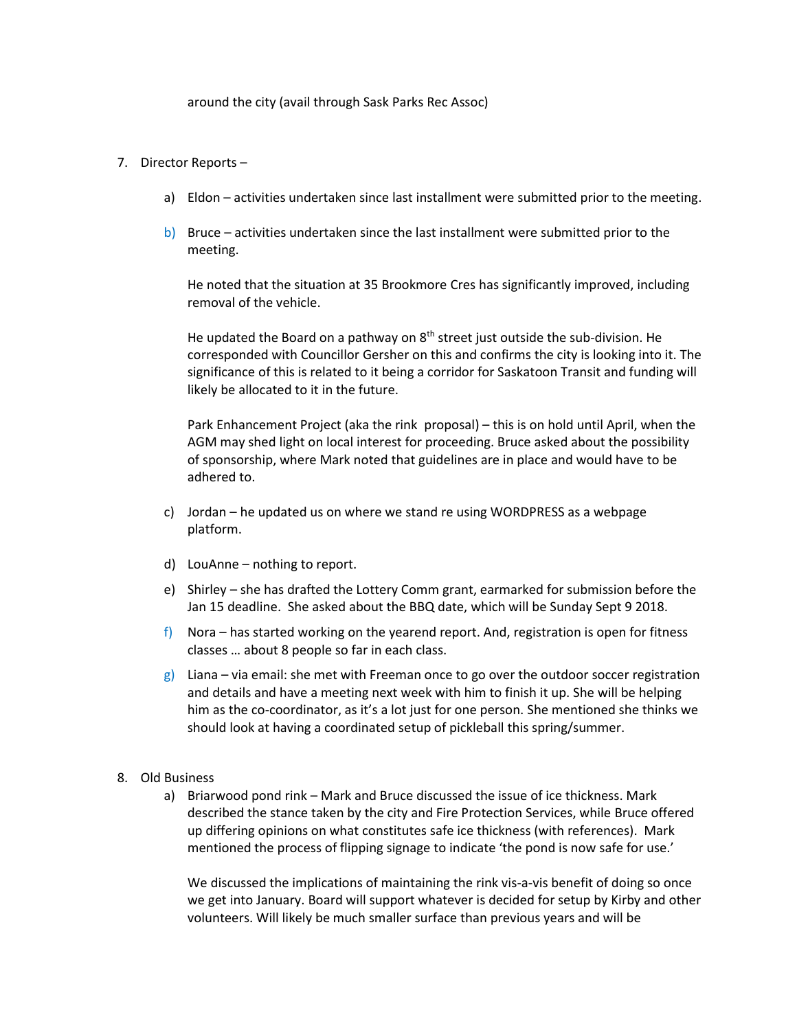around the city (avail through Sask Parks Rec Assoc)

7. Director Reports –

    a) Eldon – activities undertaken since last installment were submitted prior to the meeting.

    b) Bruce – activities undertaken since the last installment were submitted prior to the meeting.

       He noted that the situation at 35 Brookmore Cres has significantly improved, including removal of the vehicle.

       He updated the Board on a pathway on 8th street just outside the sub-division. He corresponded with Councillor Gersher on this and confirms the city is looking into it. The significance of this is related to it being a corridor for Saskatoon Transit and funding will likely be allocated to it in the future.

       Park Enhancement Project (aka the rink proposal) – this is on hold until April, when the AGM may shed light on local interest for proceeding. Bruce asked about the possibility of sponsorship, where Mark noted that guidelines are in place and would have to be adhered to.

    c) Jordan – he updated us on where we stand re using WORDPRESS as a webpage platform.

    d) LouAnne – nothing to report.

    e) Shirley – she has drafted the Lottery Comm grant, earmarked for submission before the Jan 15 deadline. She asked about the BBQ date, which will be Sunday Sept 9 2018.

    f) Nora – has started working on the yearend report. And, registration is open for fitness classes … about 8 people so far in each class.

    g) Liana – via email: she met with Freeman once to go over the outdoor soccer registration and details and have a meeting next week with him to finish it up. She will be helping him as the co-coordinator, as it's a lot just for one person. She mentioned she thinks we should look at having a coordinated setup of pickleball this spring/summer.

8. Old Business

    a) Briarwood pond rink – Mark and Bruce discussed the issue of ice thickness. Mark described the stance taken by the city and Fire Protection Services, while Bruce offered up differing opinions on what constitutes safe ice thickness (with references). Mark mentioned the process of flipping signage to indicate 'the pond is now safe for use.'

       We discussed the implications of maintaining the rink vis-a-vis benefit of doing so once we get into January. Board will support whatever is decided for setup by Kirby and other volunteers. Will likely be much smaller surface than previous years and will be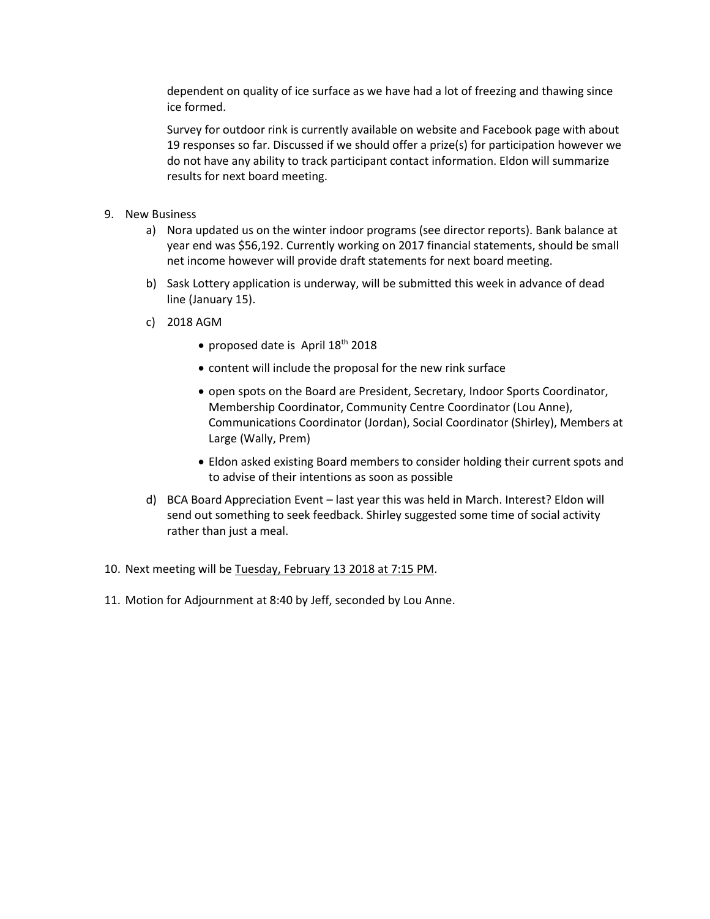dependent on quality of ice surface as we have had a lot of freezing and thawing since ice formed.

Survey for outdoor rink is currently available on website and Facebook page with about 19 responses so far. Discussed if we should offer a prize(s) for participation however we do not have any ability to track participant contact information. Eldon will summarize results for next board meeting.

9. New Business
   a) Nora updated us on the winter indoor programs (see director reports). Bank balance at year end was $56,192. Currently working on 2017 financial statements, should be small net income however will provide draft statements for next board meeting.
   b) Sask Lottery application is underway, will be submitted this week in advance of dead line (January 15).
   c) 2018 AGM
      - proposed date is April 18th 2018
      - content will include the proposal for the new rink surface
      - open spots on the Board are President, Secretary, Indoor Sports Coordinator, Membership Coordinator, Community Centre Coordinator (Lou Anne), Communications Coordinator (Jordan), Social Coordinator (Shirley), Members at Large (Wally, Prem)
      - Eldon asked existing Board members to consider holding their current spots and to advise of their intentions as soon as possible
   d) BCA Board Appreciation Event – last year this was held in March. Interest? Eldon will send out something to seek feedback. Shirley suggested some time of social activity rather than just a meal.

10. Next meeting will be <u>Tuesday, February 13 2018 at 7:15 PM</u>.

11. Motion for Adjournment at 8:40 by Jeff, seconded by Lou Anne.